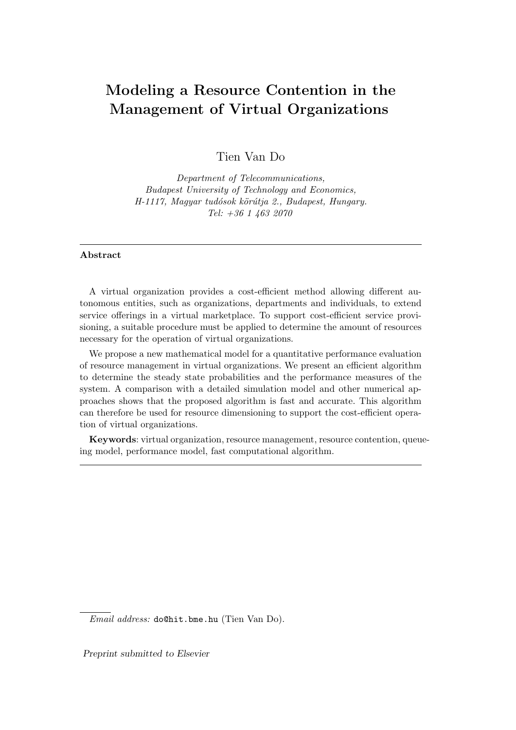# Modeling a Resource Contention in the Management of Virtual Organizations

Tien Van Do

*Department of Telecommunications,*
*Budapest University of Technology and Economics,*
*H-1117, Magyar tudósok körútja 2., Budapest, Hungary.*
*Tel: +36 1 463 2070*

---

**Abstract**

A virtual organization provides a cost-efficient method allowing different autonomous entities, such as organizations, departments and individuals, to extend service offerings in a virtual marketplace. To support cost-efficient service provisioning, a suitable procedure must be applied to determine the amount of resources necessary for the operation of virtual organizations.

We propose a new mathematical model for a quantitative performance evaluation of resource management in virtual organizations. We present an efficient algorithm to determine the steady state probabilities and the performance measures of the system. A comparison with a detailed simulation model and other numerical approaches shows that the proposed algorithm is fast and accurate. This algorithm can therefore be used for resource dimensioning to support the cost-efficient operation of virtual organizations.

**Keywords**: virtual organization, resource management, resource contention, queueing model, performance model, fast computational algorithm.

---

*Email address:* do@hit.bme.hu (Tien Van Do).

*Preprint submitted to Elsevier*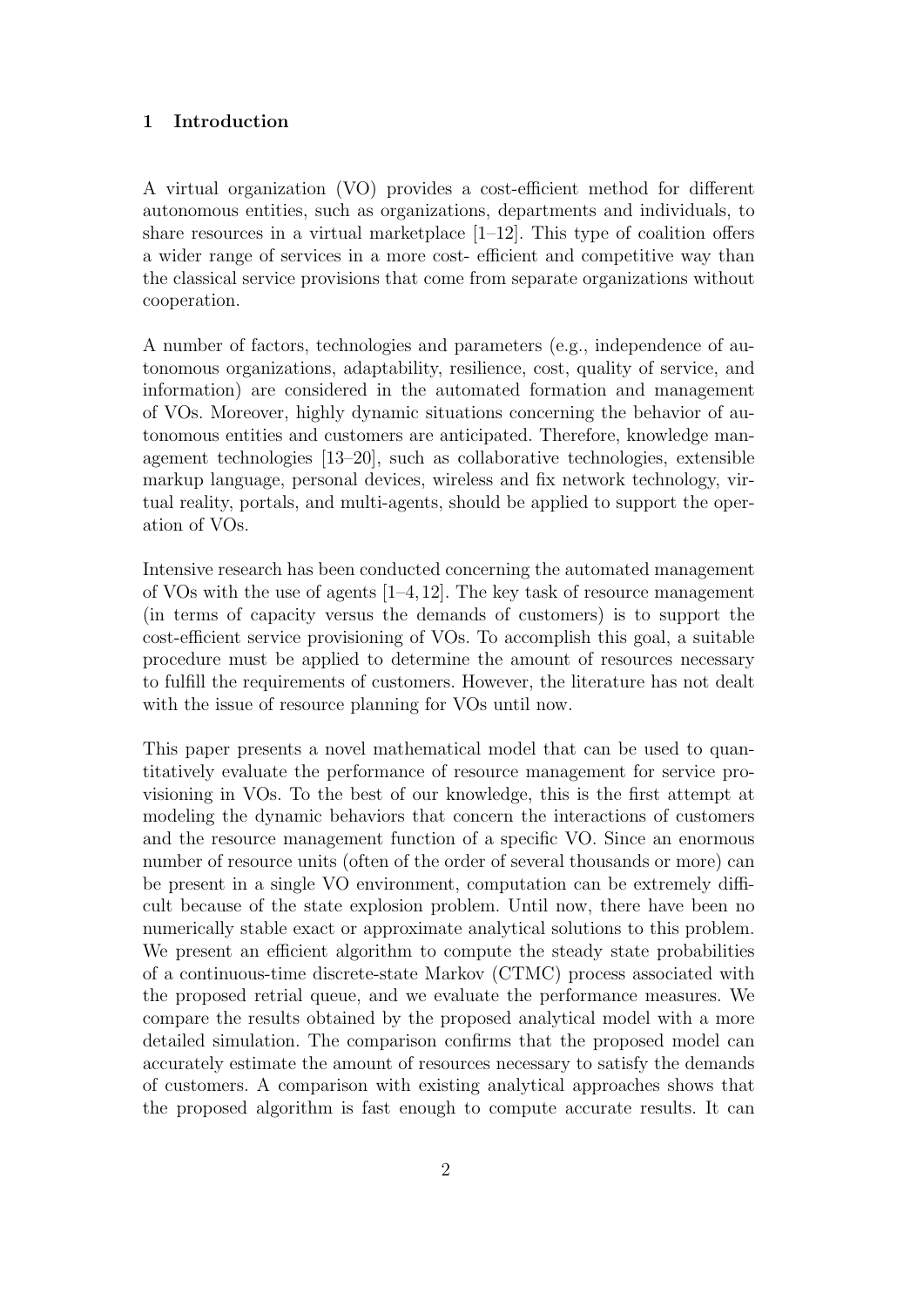## 1 Introduction

A virtual organization (VO) provides a cost-efficient method for different autonomous entities, such as organizations, departments and individuals, to share resources in a virtual marketplace [1–12]. This type of coalition offers a wider range of services in a more cost- efficient and competitive way than the classical service provisions that come from separate organizations without cooperation.

A number of factors, technologies and parameters (e.g., independence of autonomous organizations, adaptability, resilience, cost, quality of service, and information) are considered in the automated formation and management of VOs. Moreover, highly dynamic situations concerning the behavior of autonomous entities and customers are anticipated. Therefore, knowledge management technologies [13–20], such as collaborative technologies, extensible markup language, personal devices, wireless and fix network technology, virtual reality, portals, and multi-agents, should be applied to support the operation of VOs.

Intensive research has been conducted concerning the automated management of VOs with the use of agents [1–4, 12]. The key task of resource management (in terms of capacity versus the demands of customers) is to support the cost-efficient service provisioning of VOs. To accomplish this goal, a suitable procedure must be applied to determine the amount of resources necessary to fulfill the requirements of customers. However, the literature has not dealt with the issue of resource planning for VOs until now.

This paper presents a novel mathematical model that can be used to quantitatively evaluate the performance of resource management for service provisioning in VOs. To the best of our knowledge, this is the first attempt at modeling the dynamic behaviors that concern the interactions of customers and the resource management function of a specific VO. Since an enormous number of resource units (often of the order of several thousands or more) can be present in a single VO environment, computation can be extremely difficult because of the state explosion problem. Until now, there have been no numerically stable exact or approximate analytical solutions to this problem. We present an efficient algorithm to compute the steady state probabilities of a continuous-time discrete-state Markov (CTMC) process associated with the proposed retrial queue, and we evaluate the performance measures. We compare the results obtained by the proposed analytical model with a more detailed simulation. The comparison confirms that the proposed model can accurately estimate the amount of resources necessary to satisfy the demands of customers. A comparison with existing analytical approaches shows that the proposed algorithm is fast enough to compute accurate results. It can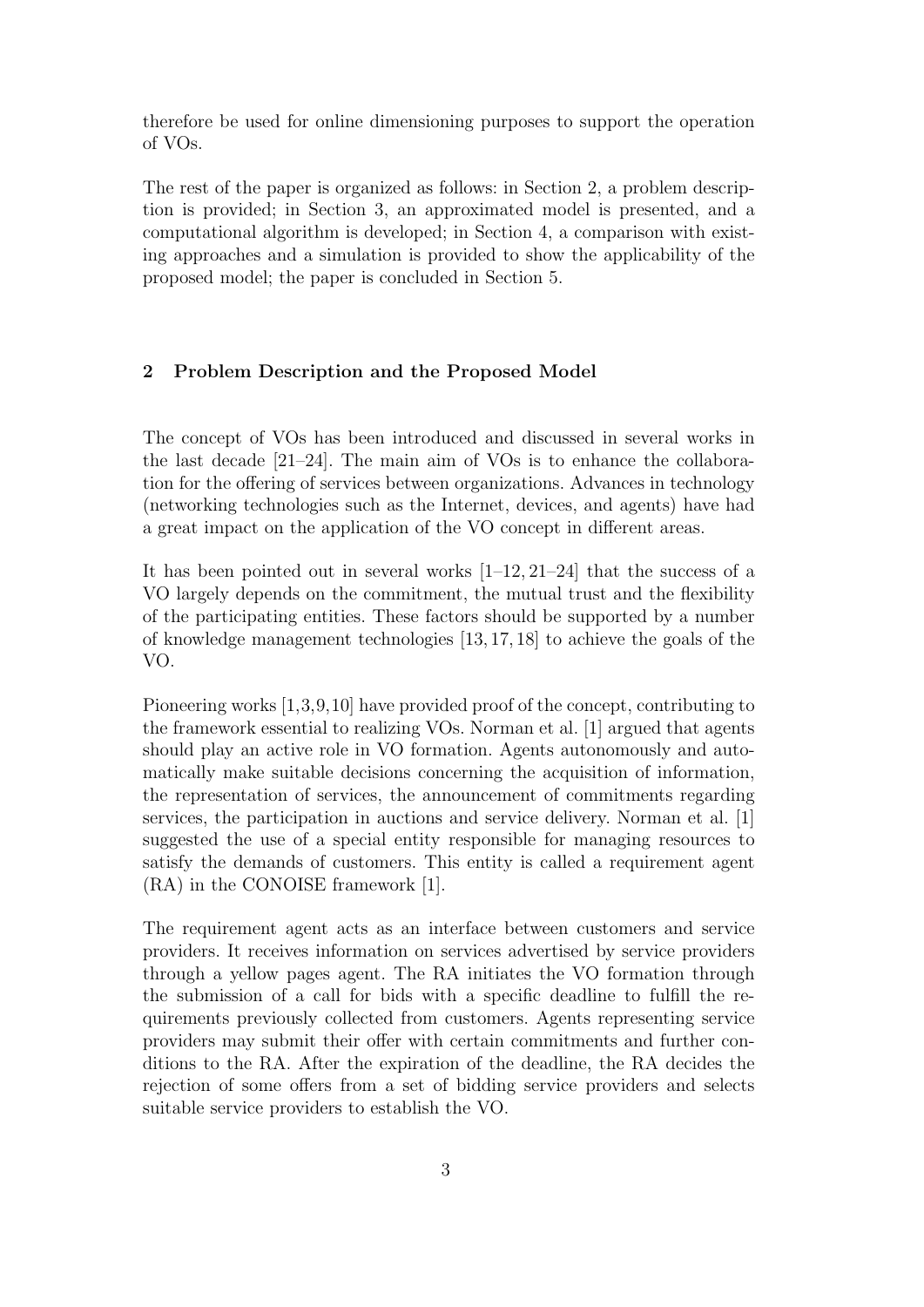therefore be used for online dimensioning purposes to support the operation of VOs.

The rest of the paper is organized as follows: in Section 2, a problem description is provided; in Section 3, an approximated model is presented, and a computational algorithm is developed; in Section 4, a comparison with existing approaches and a simulation is provided to show the applicability of the proposed model; the paper is concluded in Section 5.

## 2 Problem Description and the Proposed Model

The concept of VOs has been introduced and discussed in several works in the last decade [21–24]. The main aim of VOs is to enhance the collaboration for the offering of services between organizations. Advances in technology (networking technologies such as the Internet, devices, and agents) have had a great impact on the application of the VO concept in different areas.

It has been pointed out in several works [1–12, 21–24] that the success of a VO largely depends on the commitment, the mutual trust and the flexibility of the participating entities. These factors should be supported by a number of knowledge management technologies [13, 17, 18] to achieve the goals of the VO.

Pioneering works [1,3,9,10] have provided proof of the concept, contributing to the framework essential to realizing VOs. Norman et al. [1] argued that agents should play an active role in VO formation. Agents autonomously and automatically make suitable decisions concerning the acquisition of information, the representation of services, the announcement of commitments regarding services, the participation in auctions and service delivery. Norman et al. [1] suggested the use of a special entity responsible for managing resources to satisfy the demands of customers. This entity is called a requirement agent (RA) in the CONOISE framework [1].

The requirement agent acts as an interface between customers and service providers. It receives information on services advertised by service providers through a yellow pages agent. The RA initiates the VO formation through the submission of a call for bids with a specific deadline to fulfill the requirements previously collected from customers. Agents representing service providers may submit their offer with certain commitments and further conditions to the RA. After the expiration of the deadline, the RA decides the rejection of some offers from a set of bidding service providers and selects suitable service providers to establish the VO.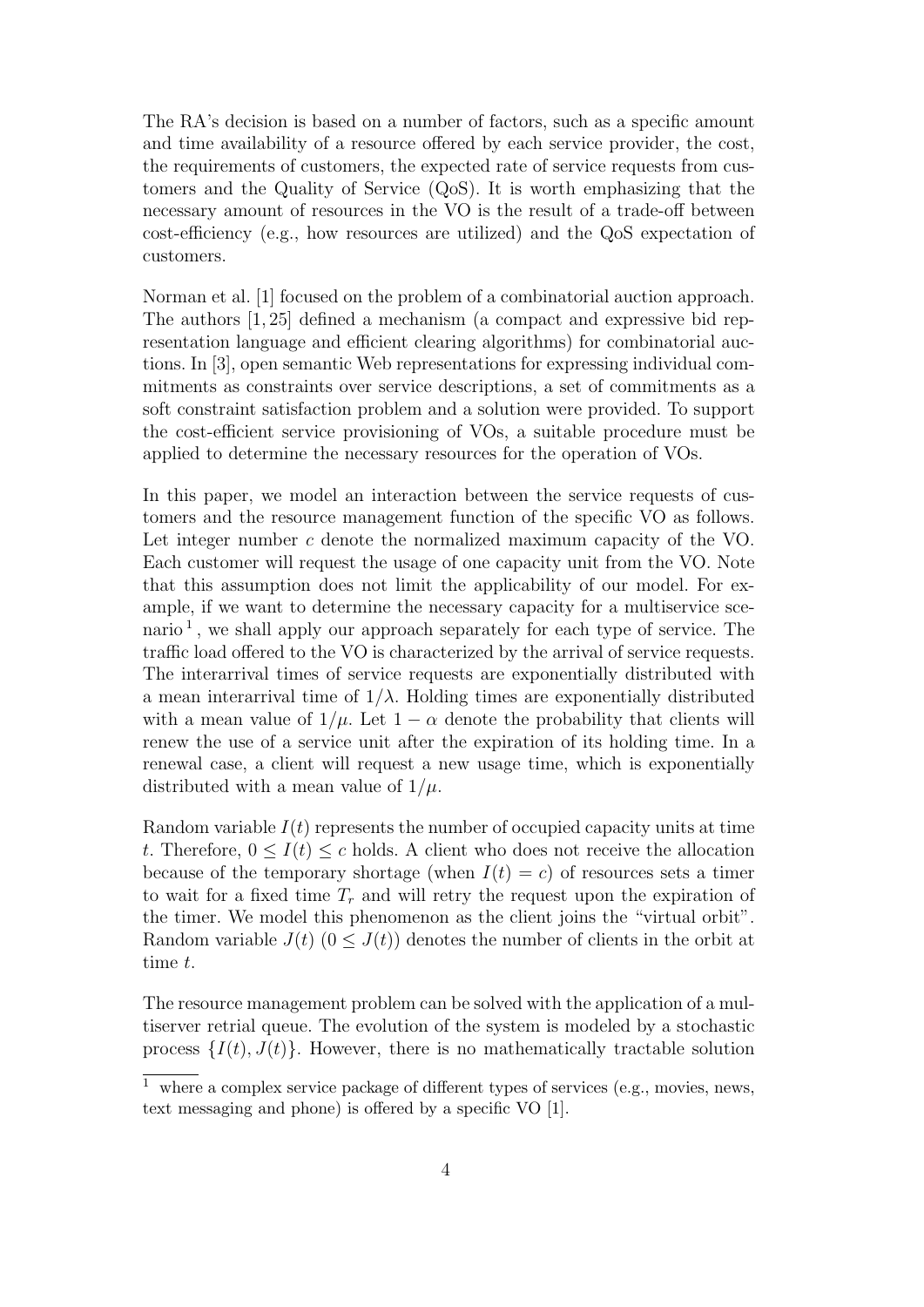The RA's decision is based on a number of factors, such as a specific amount and time availability of a resource offered by each service provider, the cost, the requirements of customers, the expected rate of service requests from customers and the Quality of Service (QoS). It is worth emphasizing that the necessary amount of resources in the VO is the result of a trade-off between cost-efficiency (e.g., how resources are utilized) and the QoS expectation of customers.

Norman et al. [1] focused on the problem of a combinatorial auction approach. The authors [1, 25] defined a mechanism (a compact and expressive bid representation language and efficient clearing algorithms) for combinatorial auctions. In [3], open semantic Web representations for expressing individual commitments as constraints over service descriptions, a set of commitments as a soft constraint satisfaction problem and a solution were provided. To support the cost-efficient service provisioning of VOs, a suitable procedure must be applied to determine the necessary resources for the operation of VOs.

In this paper, we model an interaction between the service requests of customers and the resource management function of the specific VO as follows. Let integer number $c$ denote the normalized maximum capacity of the VO. Each customer will request the usage of one capacity unit from the VO. Note that this assumption does not limit the applicability of our model. For example, if we want to determine the necessary capacity for a multiservice scenario [1], we shall apply our approach separately for each type of service. The traffic load offered to the VO is characterized by the arrival of service requests. The interarrival times of service requests are exponentially distributed with a mean interarrival time of $1/\lambda$. Holding times are exponentially distributed with a mean value of $1/\mu$. Let $1 - \alpha$ denote the probability that clients will renew the use of a service unit after the expiration of its holding time. In a renewal case, a client will request a new usage time, which is exponentially distributed with a mean value of $1/\mu$.

Random variable $I(t)$ represents the number of occupied capacity units at time $t$. Therefore, $0 \leq I(t) \leq c$ holds. A client who does not receive the allocation because of the temporary shortage (when $I(t) = c$) of resources sets a timer to wait for a fixed time $T_r$ and will retry the request upon the expiration of the timer. We model this phenomenon as the client joins the "virtual orbit". Random variable $J(t)$ $(0 \leq J(t))$ denotes the number of clients in the orbit at time $t$.

The resource management problem can be solved with the application of a multiserver retrial queue. The evolution of the system is modeled by a stochastic process $\{I(t), J(t)\}$. However, there is no mathematically tractable solution

[1] where a complex service package of different types of services (e.g., movies, news, text messaging and phone) is offered by a specific VO [1].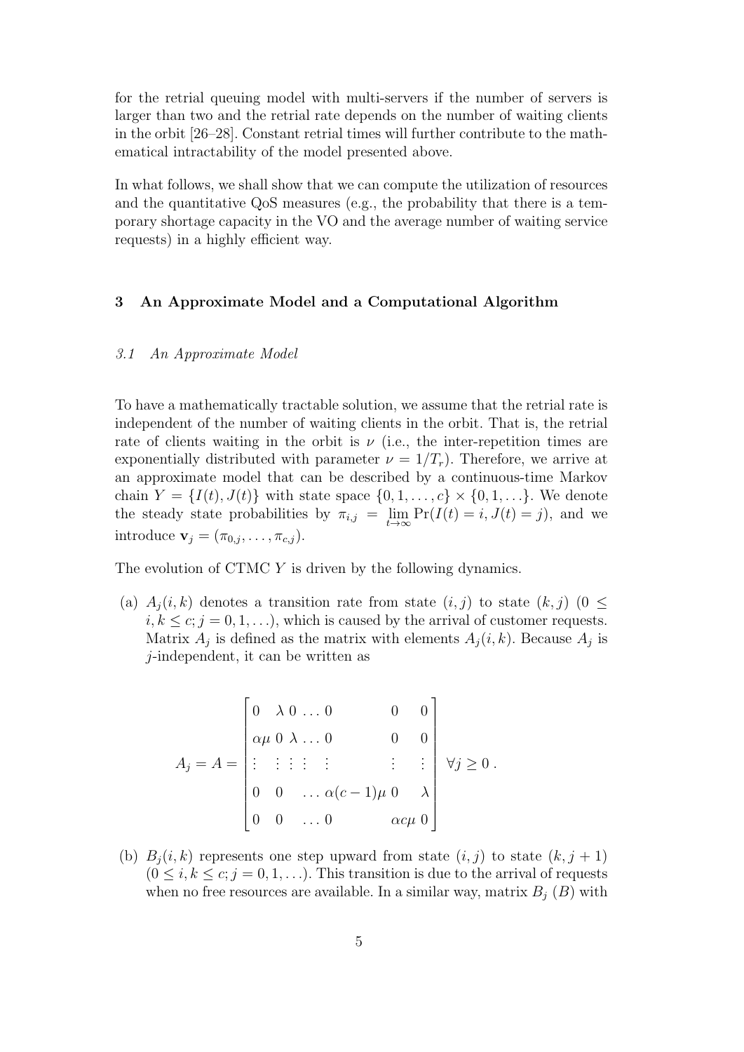for the retrial queuing model with multi-servers if the number of servers is larger than two and the retrial rate depends on the number of waiting clients in the orbit [26–28]. Constant retrial times will further contribute to the mathematical intractability of the model presented above.

In what follows, we shall show that we can compute the utilization of resources and the quantitative QoS measures (e.g., the probability that there is a temporary shortage capacity in the VO and the average number of waiting service requests) in a highly efficient way.

## 3 An Approximate Model and a Computational Algorithm

### *3.1 An Approximate Model*

To have a mathematically tractable solution, we assume that the retrial rate is independent of the number of waiting clients in the orbit. That is, the retrial rate of clients waiting in the orbit is $\nu$ (i.e., the inter-repetition times are exponentially distributed with parameter $\nu = 1/T_r$). Therefore, we arrive at an approximate model that can be described by a continuous-time Markov chain $Y = \{I(t), J(t)\}$ with state space $\{0, 1, \ldots, c\} \times \{0, 1, \ldots\}$. We denote the steady state probabilities by $\pi_{i,j} = \lim_{t\to\infty} \Pr(I(t) = i, J(t) = j)$, and we introduce $\mathbf{v}_j = (\pi_{0,j}, \ldots, \pi_{c,j})$.

The evolution of CTMC $Y$ is driven by the following dynamics.

(a) $A_j(i,k)$ denotes a transition rate from state $(i,j)$ to state $(k,j)$ $(0 \le i, k \le c; j = 0, 1, \ldots)$, which is caused by the arrival of customer requests. Matrix $A_j$ is defined as the matrix with elements $A_j(i,k)$. Because $A_j$ is $j$-independent, it can be written as

$$
A_j = A = \begin{bmatrix}
0 & \lambda \; 0 \ldots 0 & 0 & 0 \\
\alpha\mu \; 0 & \lambda \ldots 0 & 0 & 0 \\
\vdots & \vdots \; \vdots \; \vdots \quad \vdots & \vdots & \vdots \\
0 \quad 0 & \ldots \alpha(c-1)\mu & 0 & \lambda \\
0 \quad 0 & \ldots 0 & \alpha c\mu & 0
\end{bmatrix} \; \forall j \ge 0 \, .
$$

(b) $B_j(i,k)$ represents one step upward from state $(i,j)$ to state $(k, j+1)$ $(0 \le i, k \le c; j = 0, 1, \ldots)$. This transition is due to the arrival of requests when no free resources are available. In a similar way, matrix $B_j$ $(B)$ with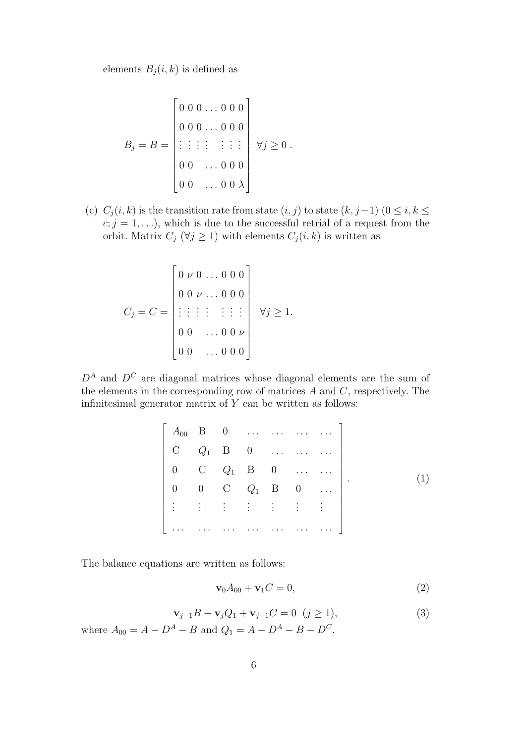elements $B_j(i,k)$ is defined as

$$
B_j = B = \begin{bmatrix} 0 \; 0 \; 0 \ldots 0 \; 0 \; 0 \\ 0 \; 0 \; 0 \ldots 0 \; 0 \; 0 \\ \vdots \; \vdots \; \vdots \; \vdots \quad \vdots \; \vdots \; \vdots \\ 0 \; 0 \quad \ldots 0 \; 0 \; 0 \\ 0 \; 0 \quad \ldots 0 \; 0 \; \lambda \end{bmatrix} \quad \forall j \geq 0 \, .
$$

(c) $C_j(i,k)$ is the transition rate from state $(i,j)$ to state $(k, j-1)$ $(0 \leq i, k \leq c; j = 1, \ldots)$, which is due to the successful retrial of a request from the orbit. Matrix $C_j$ $(\forall j \geq 1)$ with elements $C_j(i,k)$ is written as

$$
C_j = C = \begin{bmatrix} 0 \; \nu \; 0 \ldots 0 \; 0 \; 0 \\ 0 \; 0 \; \nu \ldots 0 \; 0 \; 0 \\ \vdots \; \vdots \; \vdots \; \vdots \quad \vdots \; \vdots \; \vdots \\ 0 \; 0 \quad \ldots 0 \; 0 \; \nu \\ 0 \; 0 \quad \ldots 0 \; 0 \; 0 \end{bmatrix} \quad \forall j \geq 1.
$$

$D^A$ and $D^C$ are diagonal matrices whose diagonal elements are the sum of the elements in the corresponding row of matrices $A$ and $C$, respectively. The infinitesimal generator matrix of $Y$ can be written as follows:

$$
\begin{bmatrix} A_{00} & \mathrm{B} & 0 & \ldots & \ldots & \ldots & \ldots \\ \mathrm{C} & Q_1 & \mathrm{B} & 0 & \ldots & \ldots & \ldots \\ 0 & \mathrm{C} & Q_1 & \mathrm{B} & 0 & \ldots & \ldots \\ 0 & 0 & \mathrm{C} & Q_1 & \mathrm{B} & 0 & \ldots \\ \vdots & \vdots & \vdots & \vdots & \vdots & \vdots & \vdots \\ \ldots & \ldots & \ldots & \ldots & \ldots & \ldots & \ldots \end{bmatrix} . \tag{1}
$$

The balance equations are written as follows:

$$
\mathbf{v}_0 A_{00} + \mathbf{v}_1 C = 0, \tag{2}
$$

$$
\mathbf{v}_{j-1} B + \mathbf{v}_j Q_1 + \mathbf{v}_{j+1} C = 0 \;\; (j \geq 1), \tag{3}
$$

where $A_{00} = A - D^A - B$ and $Q_1 = A - D^A - B - D^C$.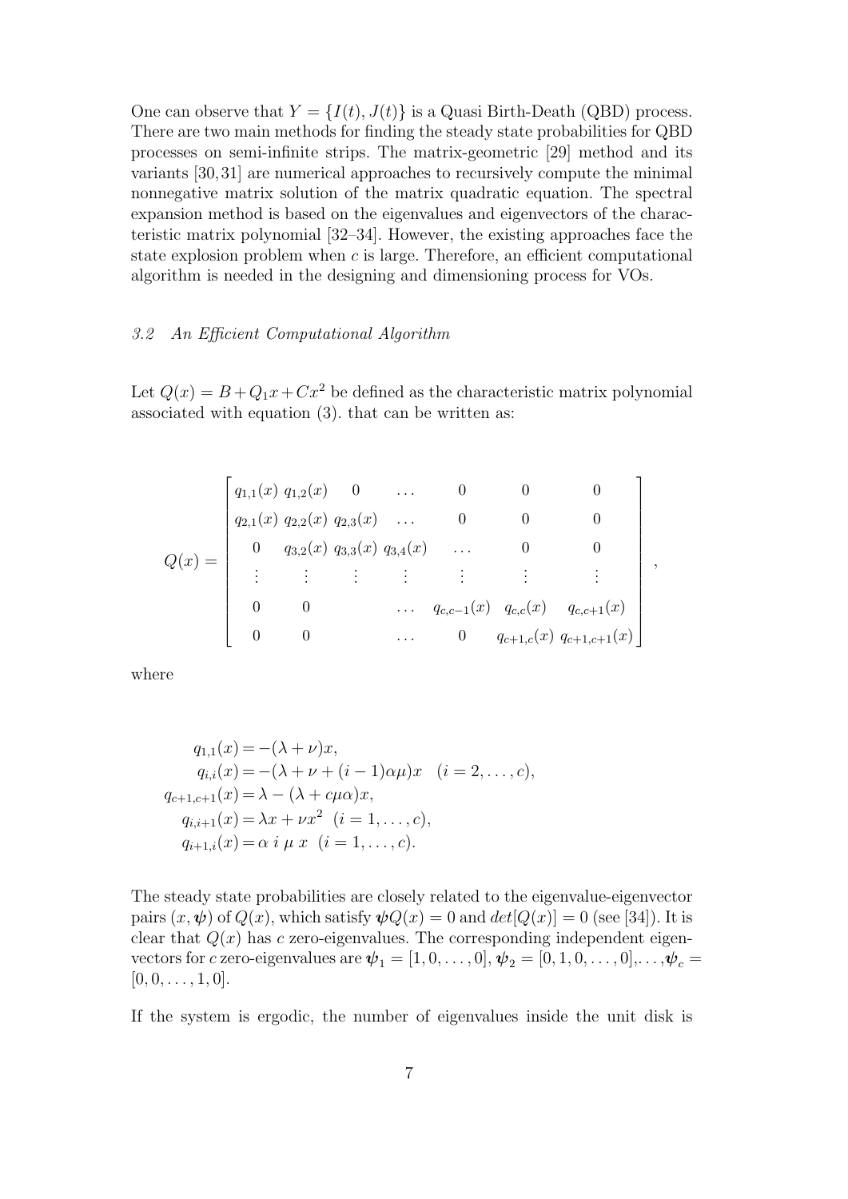One can observe that $Y = \{I(t), J(t)\}$ is a Quasi Birth-Death (QBD) process. There are two main methods for finding the steady state probabilities for QBD processes on semi-infinite strips. The matrix-geometric [29] method and its variants [30, 31] are numerical approaches to recursively compute the minimal nonnegative matrix solution of the matrix quadratic equation. The spectral expansion method is based on the eigenvalues and eigenvectors of the characteristic matrix polynomial [32–34]. However, the existing approaches face the state explosion problem when $c$ is large. Therefore, an efficient computational algorithm is needed in the designing and dimensioning process for VOs.

### *3.2 An Efficient Computational Algorithm*

Let $Q(x) = B + Q_1 x + Cx^2$ be defined as the characteristic matrix polynomial associated with equation (3). that can be written as:

$$
Q(x) = \begin{bmatrix}
q_{1,1}(x) & q_{1,2}(x) & 0 & \dots & 0 & 0 & 0 \\
q_{2,1}(x) & q_{2,2}(x) & q_{2,3}(x) & \dots & 0 & 0 & 0 \\
0 & q_{3,2}(x) & q_{3,3}(x) & q_{3,4}(x) & \dots & 0 & 0 \\
\vdots & \vdots & \vdots & \vdots & \vdots & \vdots & \vdots \\
0 & 0 & & \dots & q_{c,c-1}(x) & q_{c,c}(x) & q_{c,c+1}(x) \\
0 & 0 & & \dots & 0 & q_{c+1,c}(x) & q_{c+1,c+1}(x)
\end{bmatrix},
$$

where

$$
\begin{aligned}
q_{1,1}(x) &= -(\lambda + \nu)x, \\
q_{i,i}(x) &= -(\lambda + \nu + (i-1)\alpha\mu)x \quad (i = 2, \dots, c), \\
q_{c+1,c+1}(x) &= \lambda - (\lambda + c\mu\alpha)x, \\
q_{i,i+1}(x) &= \lambda x + \nu x^2 \ \ (i = 1, \dots, c), \\
q_{i+1,i}(x) &= \alpha \ i \ \mu \ x \ \ (i = 1, \dots, c).
\end{aligned}
$$

The steady state probabilities are closely related to the eigenvalue-eigenvector pairs $(x, \boldsymbol{\psi})$ of $Q(x)$, which satisfy $\boldsymbol{\psi} Q(x) = 0$ and $det[Q(x)] = 0$ (see [34]). It is clear that $Q(x)$ has $c$ zero-eigenvalues. The corresponding independent eigenvectors for $c$ zero-eigenvalues are $\boldsymbol{\psi}_1 = [1, 0, \dots, 0]$, $\boldsymbol{\psi}_2 = [0, 1, 0, \dots, 0]$,$\dots$,$\boldsymbol{\psi}_c = [0, 0, \dots, 1, 0]$.

If the system is ergodic, the number of eigenvalues inside the unit disk is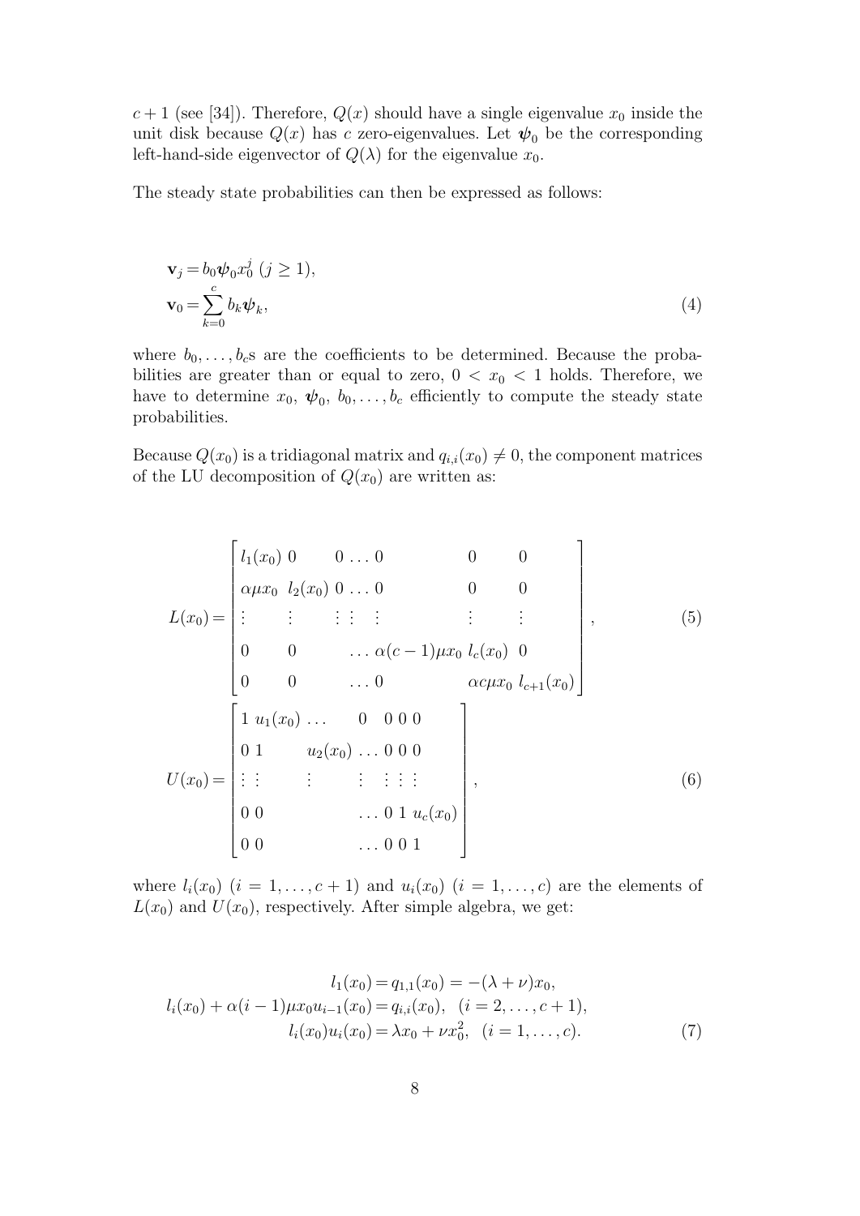$c+1$ (see [34]). Therefore, $Q(x)$ should have a single eigenvalue $x_0$ inside the unit disk because $Q(x)$ has $c$ zero-eigenvalues. Let $\boldsymbol{\psi}_0$ be the corresponding left-hand-side eigenvector of $Q(\lambda)$ for the eigenvalue $x_0$.

The steady state probabilities can then be expressed as follows:

$$
\begin{aligned}
\mathbf{v}_j &= b_0 \boldsymbol{\psi}_0 x_0^j \ (j \geq 1), \\
\mathbf{v}_0 &= \sum_{k=0}^{c} b_k \boldsymbol{\psi}_k,
\end{aligned}
\tag{4}
$$

where $b_0, \ldots, b_c$s are the coefficients to be determined. Because the probabilities are greater than or equal to zero, $0 < x_0 < 1$ holds. Therefore, we have to determine $x_0$, $\boldsymbol{\psi}_0$, $b_0, \ldots, b_c$ efficiently to compute the steady state probabilities.

Because $Q(x_0)$ is a tridiagonal matrix and $q_{i,i}(x_0) \neq 0$, the component matrices of the LU decomposition of $Q(x_0)$ are written as:

$$
L(x_0) = \begin{bmatrix}
l_1(x_0) & 0 & 0 \ldots 0 & 0 & 0 \\
\alpha\mu x_0 & l_2(x_0) & 0 \ldots 0 & 0 & 0 \\
\vdots & \vdots & \vdots \ \vdots \ \vdots & \vdots & \vdots \\
0 & 0 & \ldots \alpha(c-1)\mu x_0 & l_c(x_0) & 0 \\
0 & 0 & \ldots 0 & \alpha c \mu x_0 & l_{c+1}(x_0)
\end{bmatrix},
\tag{5}
$$

$$
U(x_0) = \begin{bmatrix}
1 & u_1(x_0) & \ldots & 0 & 0 & 0 & 0 \\
0 & 1 & u_2(x_0) & \ldots & 0 & 0 & 0 \\
\vdots & \vdots & \vdots & \vdots & \vdots & \vdots & \vdots \\
0 & 0 & & \ldots & 0 & 1 & u_c(x_0) \\
0 & 0 & & \ldots & 0 & 0 & 1
\end{bmatrix},
\tag{6}
$$

where $l_i(x_0)$ $(i = 1, \ldots, c+1)$ and $u_i(x_0)$ $(i = 1, \ldots, c)$ are the elements of $L(x_0)$ and $U(x_0)$, respectively. After simple algebra, we get:

$$
\begin{aligned}
l_1(x_0) &= q_{1,1}(x_0) = -(\lambda + \nu)x_0, \\
l_i(x_0) + \alpha(i-1)\mu x_0 u_{i-1}(x_0) &= q_{i,i}(x_0), \quad (i = 2, \ldots, c+1), \\
l_i(x_0) u_i(x_0) &= \lambda x_0 + \nu x_0^2, \quad (i = 1, \ldots, c).
\end{aligned}
\tag{7}
$$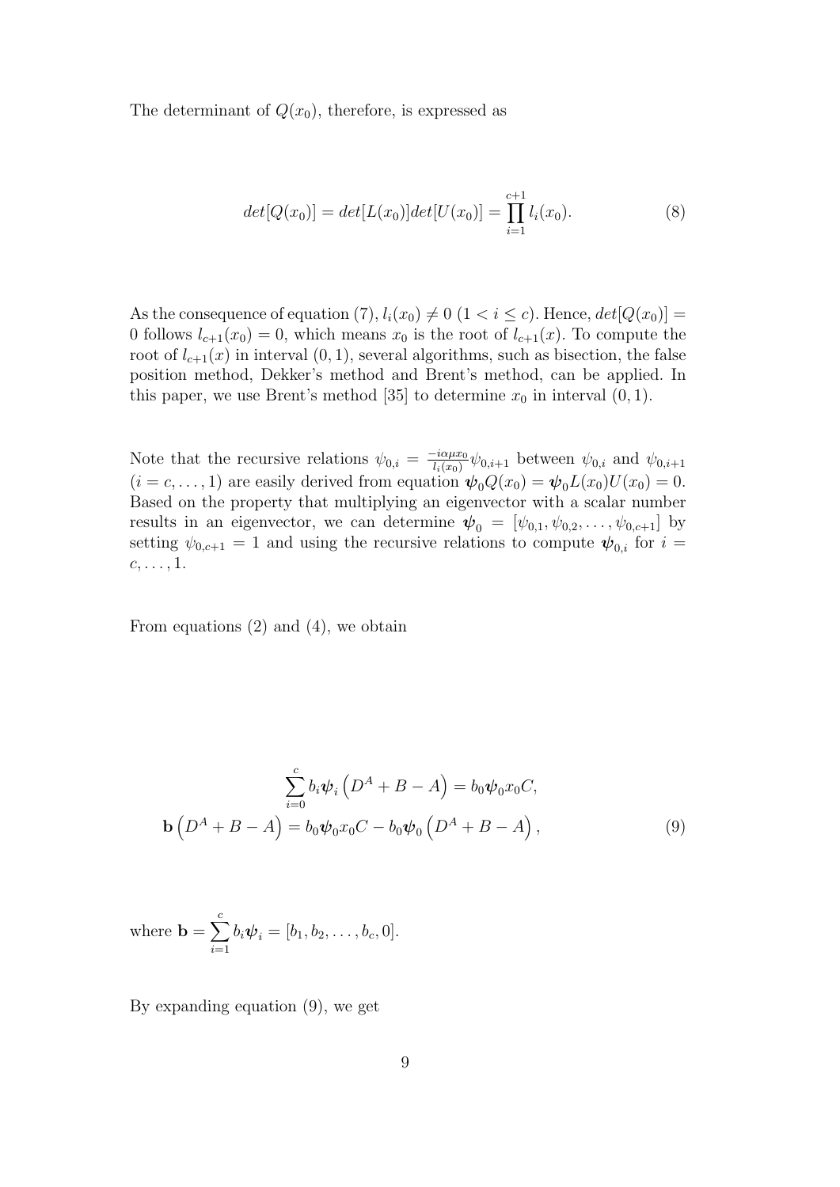The determinant of $Q(x_0)$, therefore, is expressed as

$$det[Q(x_0)] = det[L(x_0)]det[U(x_0)] = \prod_{i=1}^{c+1} l_i(x_0). \tag{8}$$

As the consequence of equation (7), $l_i(x_0) \neq 0$ $(1 < i \leq c)$. Hence, $det[Q(x_0)] = 0$ follows $l_{c+1}(x_0) = 0$, which means $x_0$ is the root of $l_{c+1}(x)$. To compute the root of $l_{c+1}(x)$ in interval $(0, 1)$, several algorithms, such as bisection, the false position method, Dekker's method and Brent's method, can be applied. In this paper, we use Brent's method [35] to determine $x_0$ in interval $(0, 1)$.

Note that the recursive relations $\psi_{0,i} = \frac{-i\alpha\mu x_0}{l_i(x_0)}\psi_{0,i+1}$ between $\psi_{0,i}$ and $\psi_{0,i+1}$ $(i = c, \ldots, 1)$ are easily derived from equation $\boldsymbol{\psi}_0 Q(x_0) = \boldsymbol{\psi}_0 L(x_0)U(x_0) = 0$. Based on the property that multiplying an eigenvector with a scalar number results in an eigenvector, we can determine $\boldsymbol{\psi}_0 = [\psi_{0,1}, \psi_{0,2}, \ldots, \psi_{0,c+1}]$ by setting $\psi_{0,c+1} = 1$ and using the recursive relations to compute $\boldsymbol{\psi}_{0,i}$ for $i = c, \ldots, 1$.

From equations (2) and (4), we obtain

$$\begin{aligned}
\sum_{i=0}^{c} b_i \boldsymbol{\psi}_i \left(D^A + B - A\right) &= b_0 \boldsymbol{\psi}_0 x_0 C, \\
\mathbf{b}\left(D^A + B - A\right) &= b_0 \boldsymbol{\psi}_0 x_0 C - b_0 \boldsymbol{\psi}_0 \left(D^A + B - A\right),
\end{aligned} \tag{9}$$

where $\mathbf{b} = \sum_{i=1}^{c} b_i \boldsymbol{\psi}_i = [b_1, b_2, \ldots, b_c, 0]$.

By expanding equation (9), we get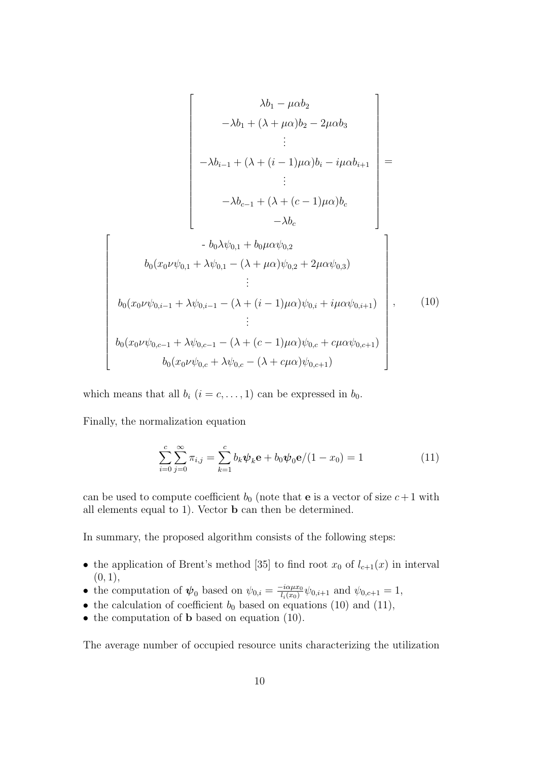$$
\begin{bmatrix}
\lambda b_1 - \mu\alpha b_2 \\
-\lambda b_1 + (\lambda + \mu\alpha) b_2 - 2\mu\alpha b_3 \\
\vdots \\
-\lambda b_{i-1} + (\lambda + (i-1)\mu\alpha) b_i - i\mu\alpha b_{i+1} \\
\vdots \\
-\lambda b_{c-1} + (\lambda + (c-1)\mu\alpha) b_c \\
-\lambda b_c
\end{bmatrix}
=
$$

$$
\begin{bmatrix}
- \, b_0 \lambda \psi_{0,1} + b_0 \mu\alpha \psi_{0,2} \\
b_0 (x_0 \nu \psi_{0,1} + \lambda \psi_{0,1} - (\lambda + \mu\alpha) \psi_{0,2} + 2\mu\alpha \psi_{0,3}) \\
\vdots \\
b_0 (x_0 \nu \psi_{0,i-1} + \lambda \psi_{0,i-1} - (\lambda + (i-1)\mu\alpha) \psi_{0,i} + i\mu\alpha \psi_{0,i+1}) \\
\vdots \\
b_0 (x_0 \nu \psi_{0,c-1} + \lambda \psi_{0,c-1} - (\lambda + (c-1)\mu\alpha) \psi_{0,c} + c\mu\alpha \psi_{0,c+1}) \\
b_0 (x_0 \nu \psi_{0,c} + \lambda \psi_{0,c} - (\lambda + c\mu\alpha) \psi_{0,c+1})
\end{bmatrix}, \qquad (10)
$$

which means that all $b_i$ $(i = c, \ldots, 1)$ can be expressed in $b_0$.

Finally, the normalization equation

$$
\sum_{i=0}^{c} \sum_{j=0}^{\infty} \pi_{i,j} = \sum_{k=1}^{c} b_k \boldsymbol{\psi}_k \mathbf{e} + b_0 \boldsymbol{\psi}_0 \mathbf{e} / (1 - x_0) = 1 \qquad (11)
$$

can be used to compute coefficient $b_0$ (note that $\mathbf{e}$ is a vector of size $c+1$ with all elements equal to 1). Vector $\mathbf{b}$ can then be determined.

In summary, the proposed algorithm consists of the following steps:

- the application of Brent's method [35] to find root $x_0$ of $l_{c+1}(x)$ in interval $(0, 1)$,
- the computation of $\boldsymbol{\psi}_0$ based on $\psi_{0,i} = \frac{-i\alpha\mu x_0}{l_i(x_0)} \psi_{0,i+1}$ and $\psi_{0,c+1} = 1$,
- the calculation of coefficient $b_0$ based on equations (10) and (11),
- the computation of $\mathbf{b}$ based on equation (10).

The average number of occupied resource units characterizing the utilization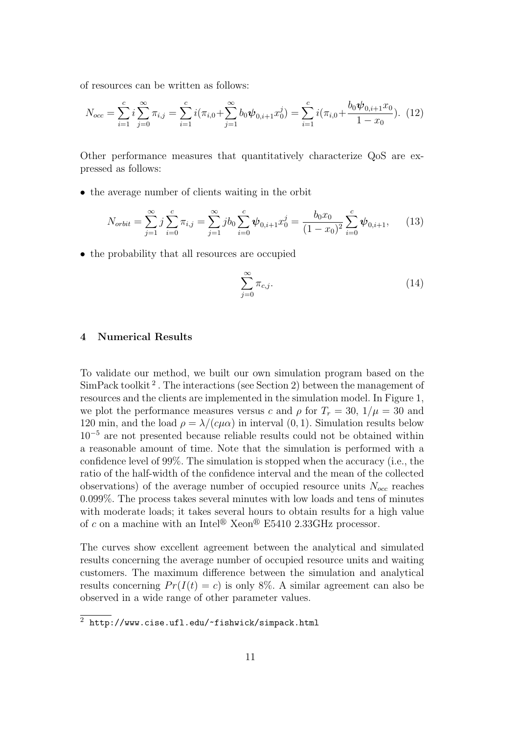of resources can be written as follows:

$$N_{occ} = \sum_{i=1}^{c} i \sum_{j=0}^{\infty} \pi_{i,j} = \sum_{i=1}^{c} i(\pi_{i,0} + \sum_{j=1}^{\infty} b_0 \boldsymbol{\psi}_{0,i+1} x_0^j) = \sum_{i=1}^{c} i(\pi_{i,0} + \frac{b_0 \boldsymbol{\psi}_{0,i+1} x_0}{1 - x_0}). \quad (12)$$

Other performance measures that quantitatively characterize QoS are expressed as follows:

- the average number of clients waiting in the orbit

$$N_{orbit} = \sum_{j=1}^{\infty} j \sum_{i=0}^{c} \pi_{i,j} = \sum_{j=1}^{\infty} j b_0 \sum_{i=0}^{c} \boldsymbol{\psi}_{0,i+1} x_0^j = \frac{b_0 x_0}{(1 - x_0)^2} \sum_{i=0}^{c} \boldsymbol{\psi}_{0,i+1}, \quad (13)$$

- the probability that all resources are occupied

$$\sum_{j=0}^{\infty} \pi_{c,j}. \quad (14)$$

## 4 Numerical Results

To validate our method, we built our own simulation program based on the SimPack toolkit [2]. The interactions (see Section 2) between the management of resources and the clients are implemented in the simulation model. In Figure 1, we plot the performance measures versus $c$ and $\rho$ for $T_r = 30$, $1/\mu = 30$ and 120 min, and the load $\rho = \lambda/(c\mu\alpha)$ in interval $(0, 1)$. Simulation results below $10^{-5}$ are not presented because reliable results could not be obtained within a reasonable amount of time. Note that the simulation is performed with a confidence level of 99%. The simulation is stopped when the accuracy (i.e., the ratio of the half-width of the confidence interval and the mean of the collected observations) of the average number of occupied resource units $N_{occ}$ reaches 0.099%. The process takes several minutes with low loads and tens of minutes with moderate loads; it takes several hours to obtain results for a high value of $c$ on a machine with an Intel® Xeon® E5410 2.33GHz processor.

The curves show excellent agreement between the analytical and simulated results concerning the average number of occupied resource units and waiting customers. The maximum difference between the simulation and analytical results concerning $Pr(I(t) = c)$ is only 8%. A similar agreement can also be observed in a wide range of other parameter values.

[2] http://www.cise.ufl.edu/~fishwick/simpack.html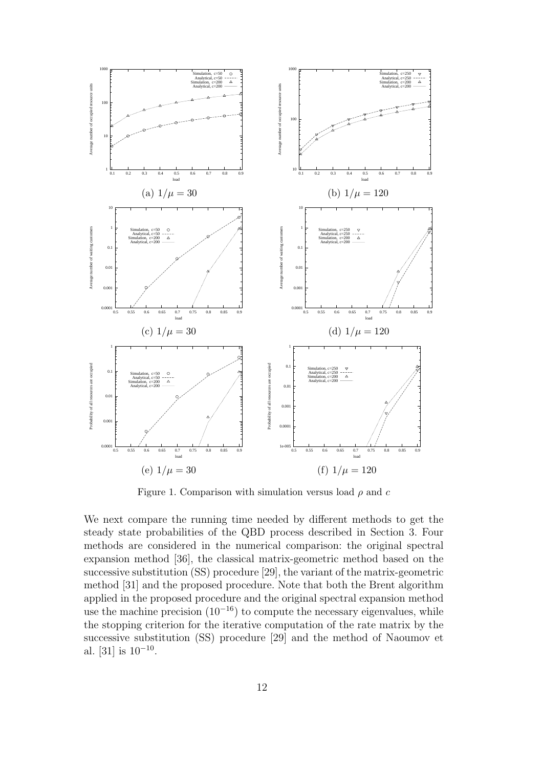1000

Simulation, c=50

Analytical, c=50

Simulation, c=200

Analytical, c=200

100

10

1

0.1 0.2 0.3 0.4 0.5 0.6 0.7 0.8 0.9

load

Average number of occupied resource units

(a) $1/\mu = 30$

1000

Simulation, c=250

Analytical, c=250

Simulation, c=200

Analytical, c=200

100

10

0.1 0.2 0.3 0.4 0.5 0.6 0.7 0.8 0.9

load

Average number of occupied resource units

(b) $1/\mu = 120$

10

1

0.1

0.01

0.001

0.0001

Simulation, c=50

Analytical, c=50

Simulation, c=200

Analytical, c=200

0.5 0.55 0.6 0.65 0.7 0.75 0.8 0.85 0.9

load

Average number of waiting customers

(c) $1/\mu = 30$

10

1

0.1

0.01

0.001

0.0001

Simulation, c=250

Analytical, c=250

Simulation, c=200

Analytical, c=200

0.5 0.55 0.6 0.65 0.7 0.75 0.8 0.85 0.9

load

Average number of waiting customers

(d) $1/\mu = 120$

1

0.1

0.01

0.001

0.0001

Simulation, c=50

Analytical, c=50

Simulation, c=200

Analytical, c=200

0.5 0.55 0.6 0.65 0.7 0.75 0.8 0.85 0.9

load

Probability of all resources are occupied

(e) $1/\mu = 30$

1

0.1

0.01

0.001

0.0001

1e-005

Simulation, c=250

Analytical, c=250

Simulation, c=200

Analytical, c=200

0.5 0.55 0.6 0.65 0.7 0.75 0.8 0.85 0.9

load

Probability of all resources are occupied

(f) $1/\mu = 120$

Figure 1. Comparison with simulation versus load $\rho$ and $c$

We next compare the running time needed by different methods to get the steady state probabilities of the QBD process described in Section 3. Four methods are considered in the numerical comparison: the original spectral expansion method [36], the classical matrix-geometric method based on the successive substitution (SS) procedure [29], the variant of the matrix-geometric method [31] and the proposed procedure. Note that both the Brent algorithm applied in the proposed procedure and the original spectral expansion method use the machine precision ($10^{-16}$) to compute the necessary eigenvalues, while the stopping criterion for the iterative computation of the rate matrix by the successive substitution (SS) procedure [29] and the method of Naoumov et al. [31] is $10^{-10}$.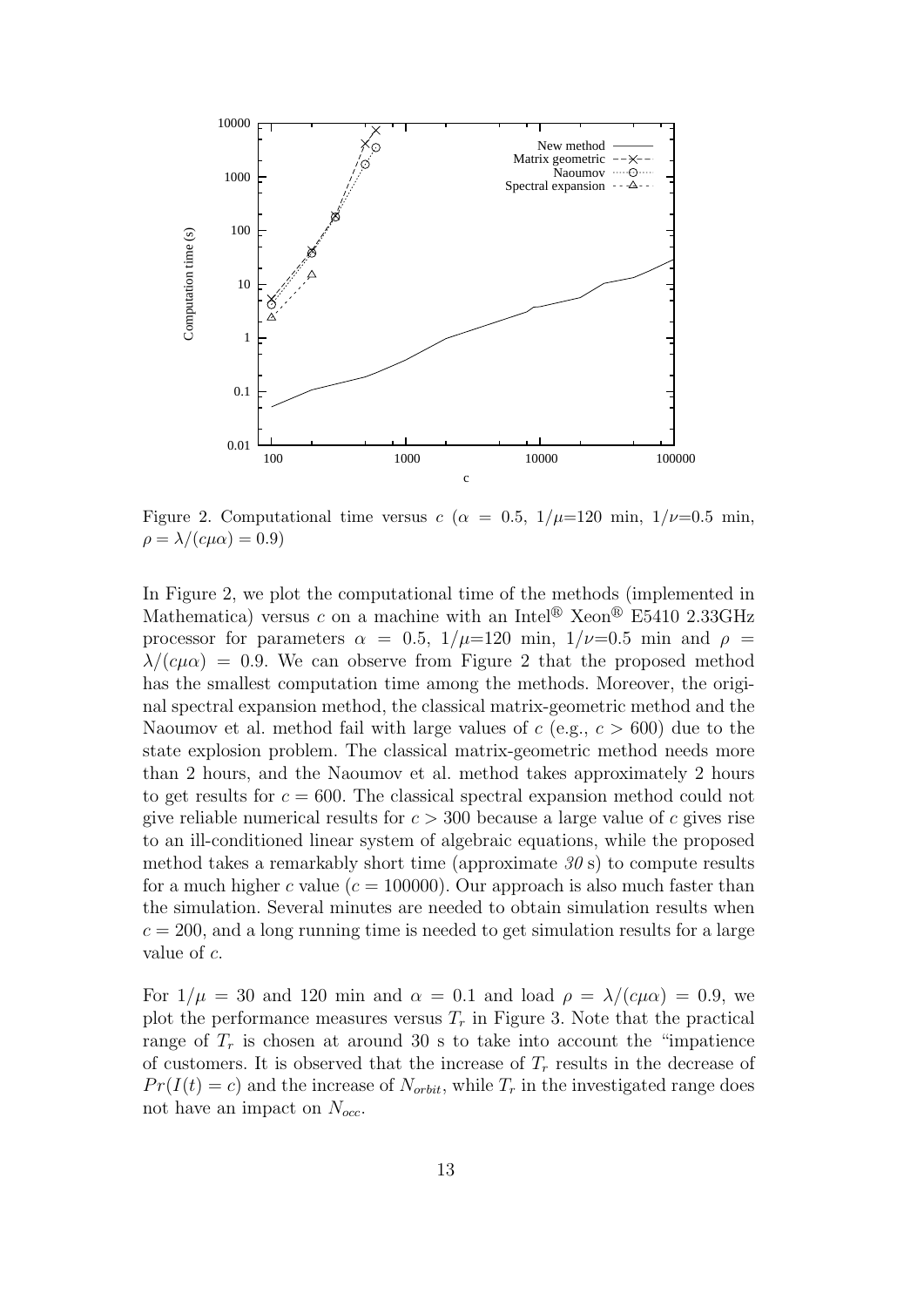Figure 2. Computational time versus $c$ ($\alpha = 0.5$, $1/\mu$=120 min, $1/\nu$=0.5 min, $\rho = \lambda/(c\mu\alpha) = 0.9$)

In Figure 2, we plot the computational time of the methods (implemented in Mathematica) versus $c$ on a machine with an Intel® Xeon® E5410 2.33GHz processor for parameters $\alpha = 0.5$, $1/\mu$=120 min, $1/\nu$=0.5 min and $\rho = \lambda/(c\mu\alpha) = 0.9$. We can observe from Figure 2 that the proposed method has the smallest computation time among the methods. Moreover, the original spectral expansion method, the classical matrix-geometric method and the Naoumov et al. method fail with large values of $c$ (e.g., $c > 600$) due to the state explosion problem. The classical matrix-geometric method needs more than 2 hours, and the Naoumov et al. method takes approximately 2 hours to get results for $c = 600$. The classical spectral expansion method could not give reliable numerical results for $c > 300$ because a large value of $c$ gives rise to an ill-conditioned linear system of algebraic equations, while the proposed method takes a remarkably short time (approximate *30* s) to compute results for a much higher $c$ value ($c = 100000$). Our approach is also much faster than the simulation. Several minutes are needed to obtain simulation results when $c = 200$, and a long running time is needed to get simulation results for a large value of $c$.

For $1/\mu = 30$ and 120 min and $\alpha = 0.1$ and load $\rho = \lambda/(c\mu\alpha) = 0.9$, we plot the performance measures versus $T_r$ in Figure 3. Note that the practical range of $T_r$ is chosen at around 30 s to take into account the "impatience of customers. It is observed that the increase of $T_r$ results in the decrease of $Pr(I(t) = c)$ and the increase of $N_{orbit}$, while $T_r$ in the investigated range does not have an impact on $N_{occ}$.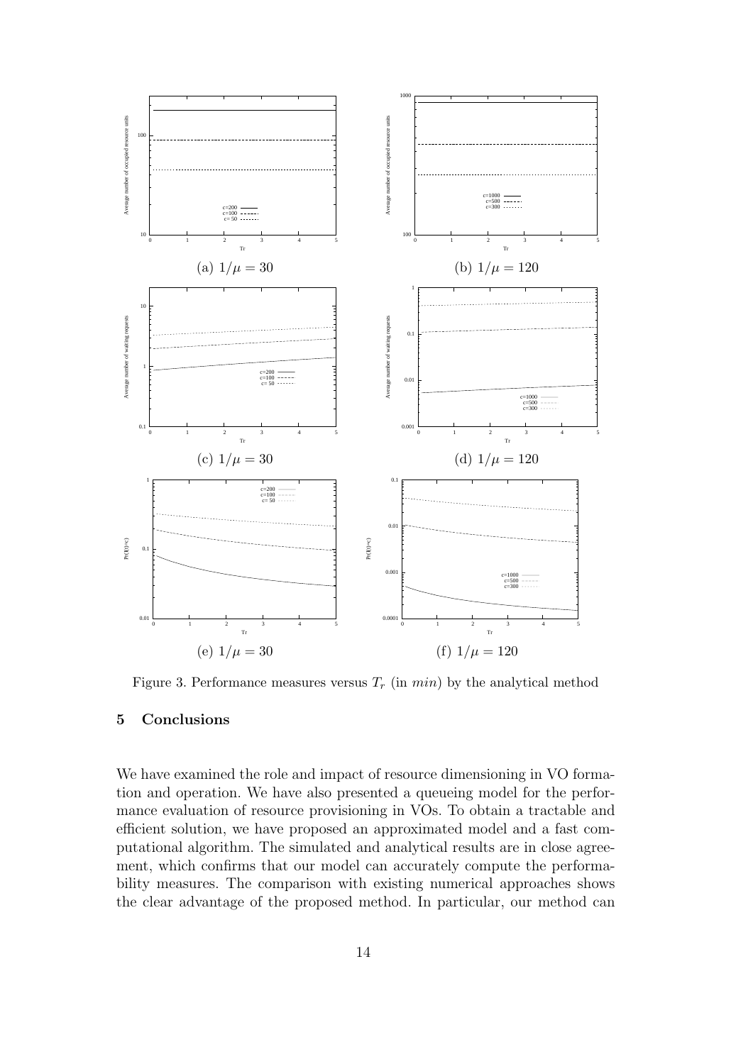Average number of occupied resource units

100

10

0 1 2 3 4 5

Tr

c=200
c=100
c= 50

(a) $1/\mu = 30$

Average number of occupied resource units

1000

100

0 1 2 3 4 5

Tr

c=1000
c=500
c=300

(b) $1/\mu = 120$

Average number of waiting requests

10

1

0.1

0 1 2 3 4 5

Tr

c=200
c=100
c= 50

(c) $1/\mu = 30$

Average number of waiting requests

1

0.1

0.01

0.001

0 1 2 3 4 5

Tr

c=1000
c=500
c=300

(d) $1/\mu = 120$

Pr(I(t)=c)

1

0.1

0.01

0 1 2 3 4 5

Tr

c=200
c=100
c= 50

(e) $1/\mu = 30$

Pr(I(t)=c)

0.1

0.01

0.001

0.0001

0 1 2 3 4 5

Tr

c=1000
c=500
c=300

(f) $1/\mu = 120$

Figure 3. Performance measures versus $T_r$ (in $min$) by the analytical method

## 5 Conclusions

We have examined the role and impact of resource dimensioning in VO formation and operation. We have also presented a queueing model for the performance evaluation of resource provisioning in VOs. To obtain a tractable and efficient solution, we have proposed an approximated model and a fast computational algorithm. The simulated and analytical results are in close agreement, which confirms that our model can accurately compute the performability measures. The comparison with existing numerical approaches shows the clear advantage of the proposed method. In particular, our method can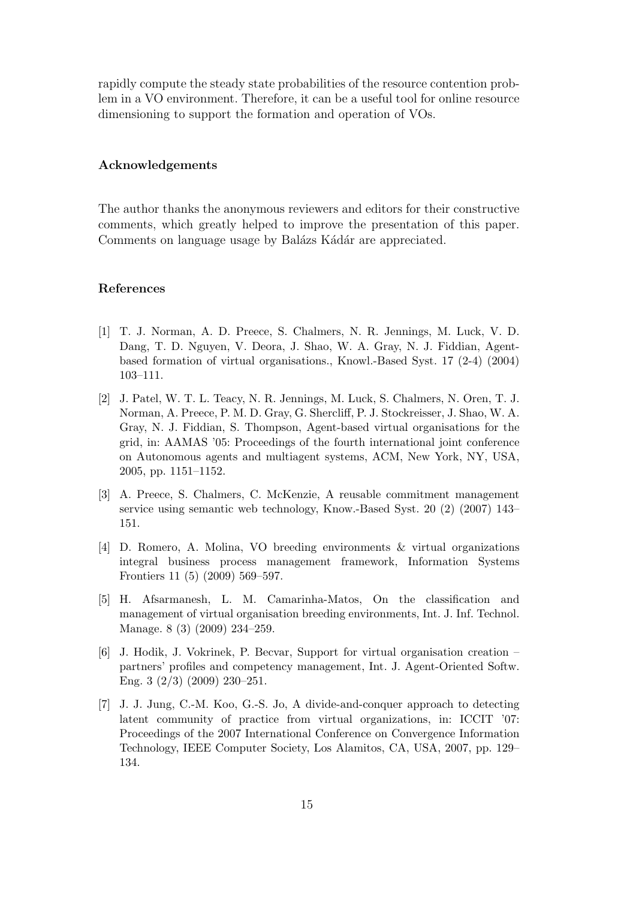rapidly compute the steady state probabilities of the resource contention problem in a VO environment. Therefore, it can be a useful tool for online resource dimensioning to support the formation and operation of VOs.

## Acknowledgements

The author thanks the anonymous reviewers and editors for their constructive comments, which greatly helped to improve the presentation of this paper. Comments on language usage by Balázs Kádár are appreciated.

## References

[1] T. J. Norman, A. D. Preece, S. Chalmers, N. R. Jennings, M. Luck, V. D. Dang, T. D. Nguyen, V. Deora, J. Shao, W. A. Gray, N. J. Fiddian, Agent-based formation of virtual organisations., Knowl.-Based Syst. 17 (2-4) (2004) 103–111.

[2] J. Patel, W. T. L. Teacy, N. R. Jennings, M. Luck, S. Chalmers, N. Oren, T. J. Norman, A. Preece, P. M. D. Gray, G. Shercliff, P. J. Stockreisser, J. Shao, W. A. Gray, N. J. Fiddian, S. Thompson, Agent-based virtual organisations for the grid, in: AAMAS '05: Proceedings of the fourth international joint conference on Autonomous agents and multiagent systems, ACM, New York, NY, USA, 2005, pp. 1151–1152.

[3] A. Preece, S. Chalmers, C. McKenzie, A reusable commitment management service using semantic web technology, Know.-Based Syst. 20 (2) (2007) 143–151.

[4] D. Romero, A. Molina, VO breeding environments & virtual organizations integral business process management framework, Information Systems Frontiers 11 (5) (2009) 569–597.

[5] H. Afsarmanesh, L. M. Camarinha-Matos, On the classification and management of virtual organisation breeding environments, Int. J. Inf. Technol. Manage. 8 (3) (2009) 234–259.

[6] J. Hodik, J. Vokrinek, P. Becvar, Support for virtual organisation creation – partners' profiles and competency management, Int. J. Agent-Oriented Softw. Eng. 3 (2/3) (2009) 230–251.

[7] J. J. Jung, C.-M. Koo, G.-S. Jo, A divide-and-conquer approach to detecting latent community of practice from virtual organizations, in: ICCIT '07: Proceedings of the 2007 International Conference on Convergence Information Technology, IEEE Computer Society, Los Alamitos, CA, USA, 2007, pp. 129–134.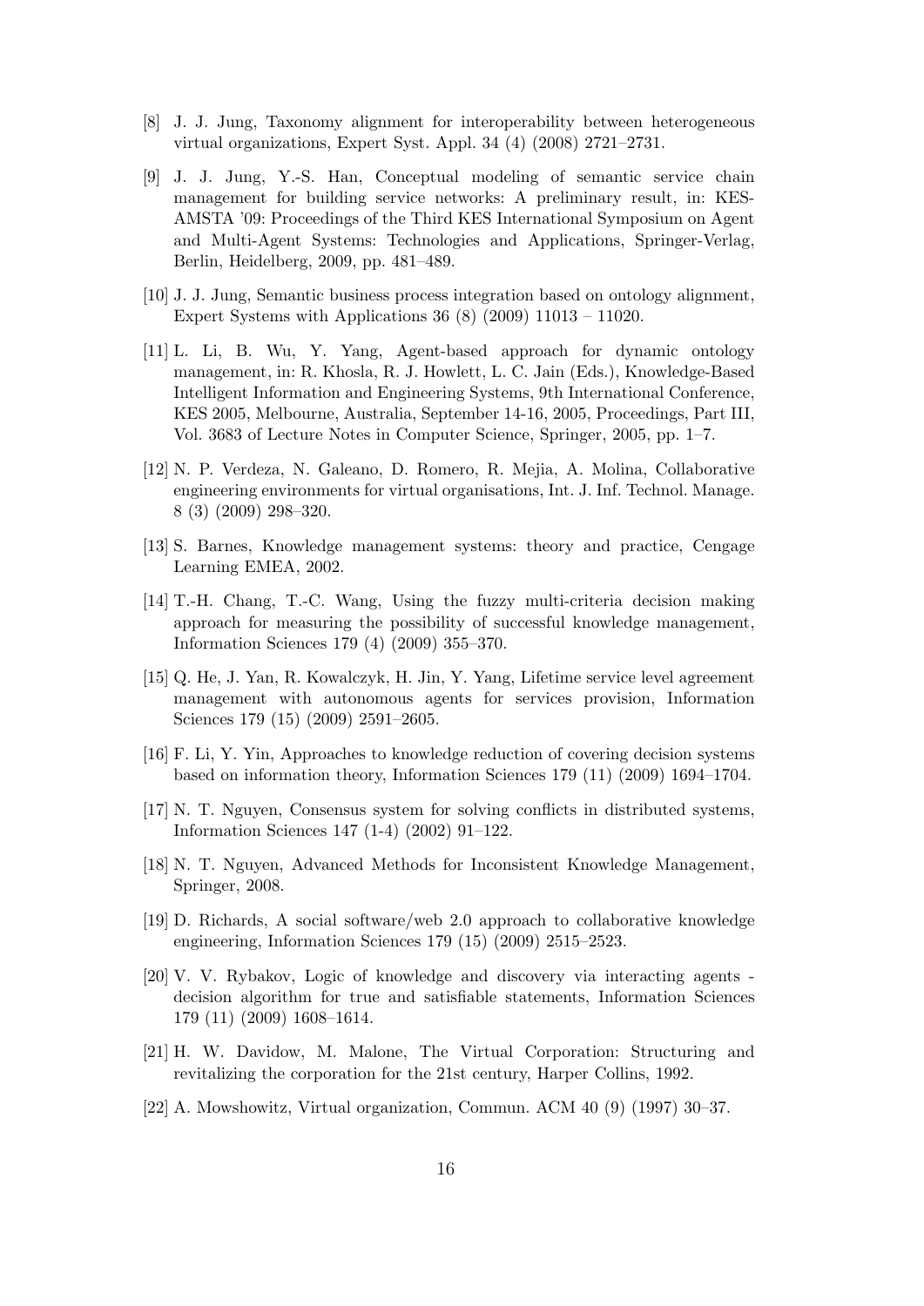[8] J. J. Jung, Taxonomy alignment for interoperability between heterogeneous virtual organizations, Expert Syst. Appl. 34 (4) (2008) 2721–2731.

[9] J. J. Jung, Y.-S. Han, Conceptual modeling of semantic service chain management for building service networks: A preliminary result, in: KES-AMSTA '09: Proceedings of the Third KES International Symposium on Agent and Multi-Agent Systems: Technologies and Applications, Springer-Verlag, Berlin, Heidelberg, 2009, pp. 481–489.

[10] J. J. Jung, Semantic business process integration based on ontology alignment, Expert Systems with Applications 36 (8) (2009) 11013 – 11020.

[11] L. Li, B. Wu, Y. Yang, Agent-based approach for dynamic ontology management, in: R. Khosla, R. J. Howlett, L. C. Jain (Eds.), Knowledge-Based Intelligent Information and Engineering Systems, 9th International Conference, KES 2005, Melbourne, Australia, September 14-16, 2005, Proceedings, Part III, Vol. 3683 of Lecture Notes in Computer Science, Springer, 2005, pp. 1–7.

[12] N. P. Verdeza, N. Galeano, D. Romero, R. Mejia, A. Molina, Collaborative engineering environments for virtual organisations, Int. J. Inf. Technol. Manage. 8 (3) (2009) 298–320.

[13] S. Barnes, Knowledge management systems: theory and practice, Cengage Learning EMEA, 2002.

[14] T.-H. Chang, T.-C. Wang, Using the fuzzy multi-criteria decision making approach for measuring the possibility of successful knowledge management, Information Sciences 179 (4) (2009) 355–370.

[15] Q. He, J. Yan, R. Kowalczyk, H. Jin, Y. Yang, Lifetime service level agreement management with autonomous agents for services provision, Information Sciences 179 (15) (2009) 2591–2605.

[16] F. Li, Y. Yin, Approaches to knowledge reduction of covering decision systems based on information theory, Information Sciences 179 (11) (2009) 1694–1704.

[17] N. T. Nguyen, Consensus system for solving conflicts in distributed systems, Information Sciences 147 (1-4) (2002) 91–122.

[18] N. T. Nguyen, Advanced Methods for Inconsistent Knowledge Management, Springer, 2008.

[19] D. Richards, A social software/web 2.0 approach to collaborative knowledge engineering, Information Sciences 179 (15) (2009) 2515–2523.

[20] V. V. Rybakov, Logic of knowledge and discovery via interacting agents - decision algorithm for true and satisfiable statements, Information Sciences 179 (11) (2009) 1608–1614.

[21] H. W. Davidow, M. Malone, The Virtual Corporation: Structuring and revitalizing the corporation for the 21st century, Harper Collins, 1992.

[22] A. Mowshowitz, Virtual organization, Commun. ACM 40 (9) (1997) 30–37.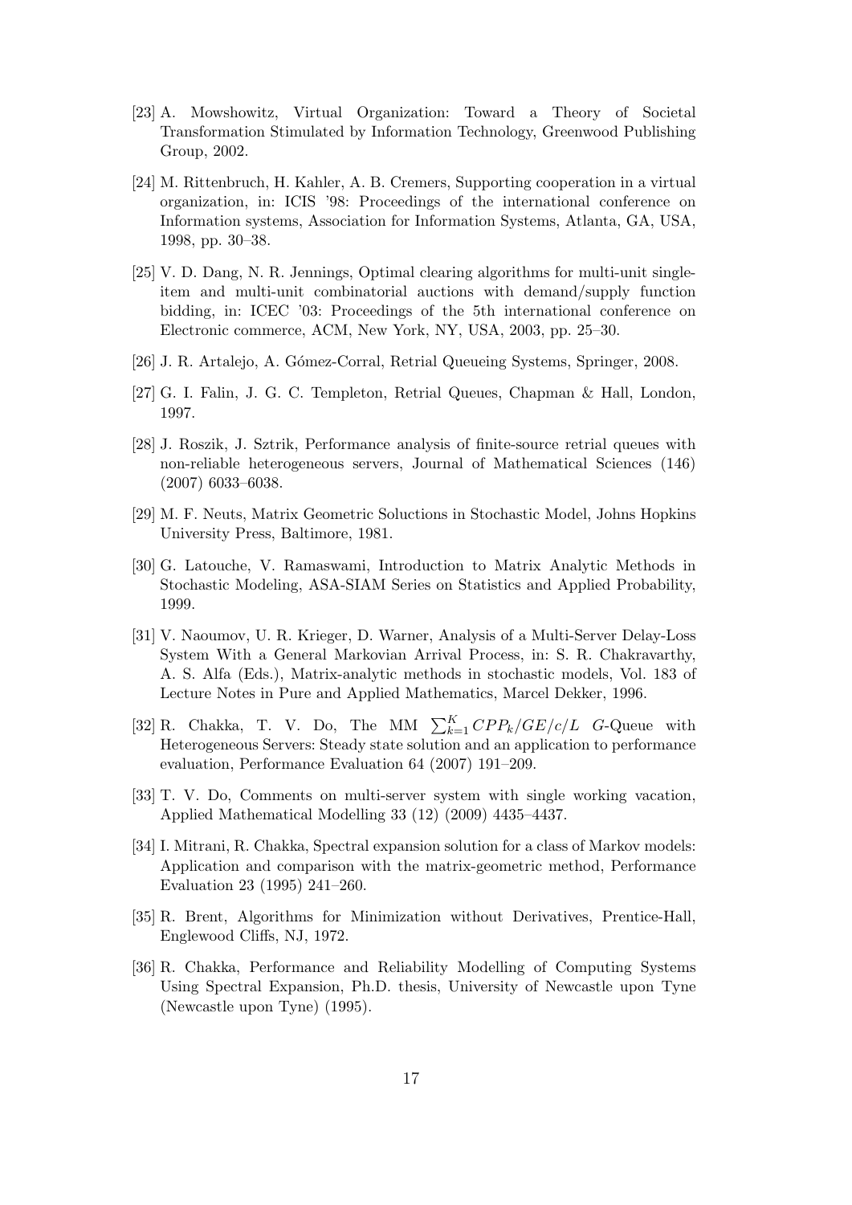[23] A. Mowshowitz, Virtual Organization: Toward a Theory of Societal Transformation Stimulated by Information Technology, Greenwood Publishing Group, 2002.

[24] M. Rittenbruch, H. Kahler, A. B. Cremers, Supporting cooperation in a virtual organization, in: ICIS '98: Proceedings of the international conference on Information systems, Association for Information Systems, Atlanta, GA, USA, 1998, pp. 30–38.

[25] V. D. Dang, N. R. Jennings, Optimal clearing algorithms for multi-unit single-item and multi-unit combinatorial auctions with demand/supply function bidding, in: ICEC '03: Proceedings of the 5th international conference on Electronic commerce, ACM, New York, NY, USA, 2003, pp. 25–30.

[26] J. R. Artalejo, A. Gómez-Corral, Retrial Queueing Systems, Springer, 2008.

[27] G. I. Falin, J. G. C. Templeton, Retrial Queues, Chapman & Hall, London, 1997.

[28] J. Roszik, J. Sztrik, Performance analysis of finite-source retrial queues with non-reliable heterogeneous servers, Journal of Mathematical Sciences (146) (2007) 6033–6038.

[29] M. F. Neuts, Matrix Geometric Soluctions in Stochastic Model, Johns Hopkins University Press, Baltimore, 1981.

[30] G. Latouche, V. Ramaswami, Introduction to Matrix Analytic Methods in Stochastic Modeling, ASA-SIAM Series on Statistics and Applied Probability, 1999.

[31] V. Naoumov, U. R. Krieger, D. Warner, Analysis of a Multi-Server Delay-Loss System With a General Markovian Arrival Process, in: S. R. Chakravarthy, A. S. Alfa (Eds.), Matrix-analytic methods in stochastic models, Vol. 183 of Lecture Notes in Pure and Applied Mathematics, Marcel Dekker, 1996.

[32] R. Chakka, T. V. Do, The MM $\sum_{k=1}^{K} CPP_k/GE/c/L$ $G$-Queue with Heterogeneous Servers: Steady state solution and an application to performance evaluation, Performance Evaluation 64 (2007) 191–209.

[33] T. V. Do, Comments on multi-server system with single working vacation, Applied Mathematical Modelling 33 (12) (2009) 4435–4437.

[34] I. Mitrani, R. Chakka, Spectral expansion solution for a class of Markov models: Application and comparison with the matrix-geometric method, Performance Evaluation 23 (1995) 241–260.

[35] R. Brent, Algorithms for Minimization without Derivatives, Prentice-Hall, Englewood Cliffs, NJ, 1972.

[36] R. Chakka, Performance and Reliability Modelling of Computing Systems Using Spectral Expansion, Ph.D. thesis, University of Newcastle upon Tyne (Newcastle upon Tyne) (1995).